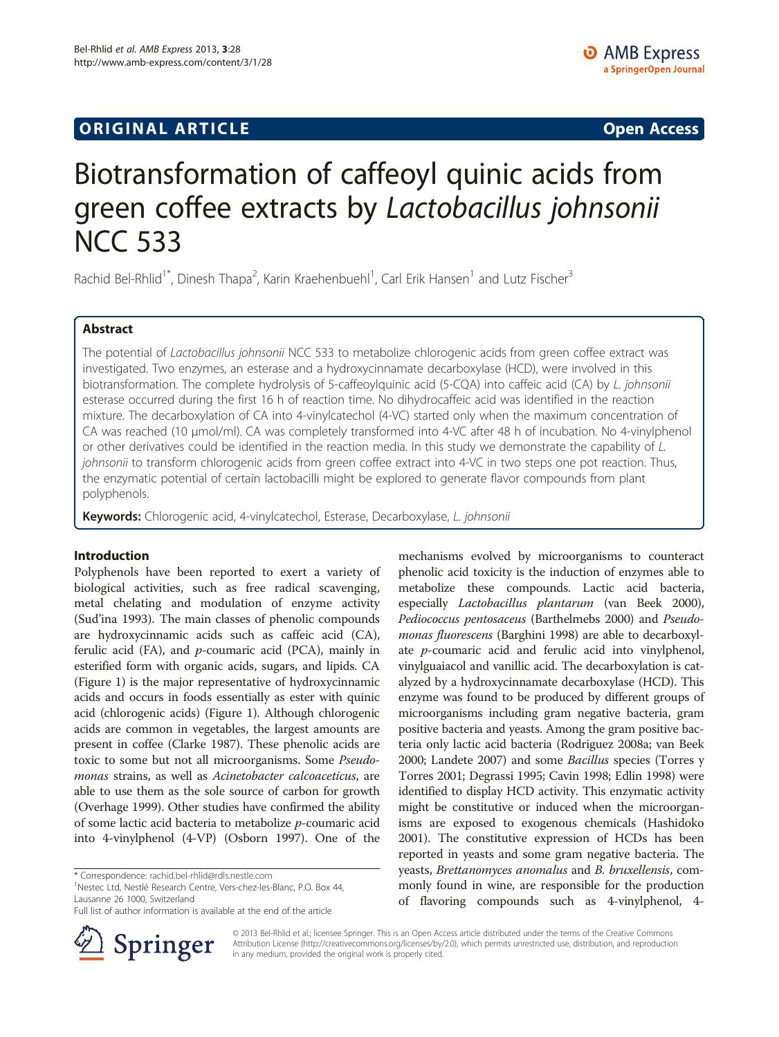ORIGINAL ARTICLE Open Access

# Biotransformation of caffeoyl quinic acids from green coffee extracts by *Lactobacillus johnsonii* NCC 533

Rachid Bel-Rhlid[1*], Dinesh Thapa[2], Karin Kraehenbuehl[1], Carl Erik Hansen[1] and Lutz Fischer[3]

## Abstract

The potential of *Lactobacillus johnsonii* NCC 533 to metabolize chlorogenic acids from green coffee extract was investigated. Two enzymes, an esterase and a hydroxycinnamate decarboxylase (HCD), were involved in this biotransformation. The complete hydrolysis of 5-caffeoylquinic acid (5-CQA) into caffeic acid (CA) by *L. johnsonii* esterase occurred during the first 16 h of reaction time. No dihydrocaffeic acid was identified in the reaction mixture. The decarboxylation of CA into 4-vinylcatechol (4-VC) started only when the maximum concentration of CA was reached (10 μmol/ml). CA was completely transformed into 4-VC after 48 h of incubation. No 4-vinylphenol or other derivatives could be identified in the reaction media. In this study we demonstrate the capability of *L. johnsonii* to transform chlorogenic acids from green coffee extract into 4-VC in two steps one pot reaction. Thus, the enzymatic potential of certain lactobacilli might be explored to generate flavor compounds from plant polyphenols.

**Keywords:** Chlorogenic acid, 4-vinylcatechol, Esterase, Decarboxylase, *L. johnsonii*

## Introduction

Polyphenols have been reported to exert a variety of biological activities, such as free radical scavenging, metal chelating and modulation of enzyme activity (Sud'ina 1993). The main classes of phenolic compounds are hydroxycinnamic acids such as caffeic acid (CA), ferulic acid (FA), and *p*-coumaric acid (PCA), mainly in esterified form with organic acids, sugars, and lipids. CA (Figure 1) is the major representative of hydroxycinnamic acids and occurs in foods essentially as ester with quinic acid (chlorogenic acids) (Figure 1). Although chlorogenic acids are common in vegetables, the largest amounts are present in coffee (Clarke 1987). These phenolic acids are toxic to some but not all microorganisms. Some *Pseudomonas* strains, as well as *Acinetobacter calcoaceticus*, are able to use them as the sole source of carbon for growth (Overhage 1999). Other studies have confirmed the ability of some lactic acid bacteria to metabolize *p*-coumaric acid into 4-vinylphenol (4-VP) (Osborn 1997). One of the mechanisms evolved by microorganisms to counteract phenolic acid toxicity is the induction of enzymes able to metabolize these compounds. Lactic acid bacteria, especially *Lactobacillus plantarum* (van Beek 2000), *Pediococcus pentosaceus* (Barthelmebs 2000) and *Pseudomonas fluorescens* (Barghini 1998) are able to decarboxylate *p*-coumaric acid and ferulic acid into vinylphenol, vinylguaiacol and vanillic acid. The decarboxylation is catalyzed by a hydroxycinnamate decarboxylase (HCD). This enzyme was found to be produced by different groups of microorganisms including gram negative bacteria, gram positive bacteria and yeasts. Among the gram positive bacteria only lactic acid bacteria (Rodriguez 2008a; van Beek 2000; Landete 2007) and some *Bacillus* species (Torres y Torres 2001; Degrassi 1995; Cavin 1998; Edlin 1998) were identified to display HCD activity. This enzymatic activity might be constitutive or induced when the microorganisms are exposed to exogenous chemicals (Hashidoko 2001). The constitutive expression of HCDs has been reported in yeasts and some gram negative bacteria. The yeasts, *Brettanomyces anomalus* and *B. bruxellensis*, commonly found in wine, are responsible for the production of flavoring compounds such as 4-vinylphenol, 4-

\* Correspondence: rachid.bel-rhlid@rdls.nestle.com
[1]Nestec Ltd, Nestlé Research Centre, Vers-chez-les-Blanc, P.O. Box 44, Lausanne 26 1000, Switzerland
Full list of author information is available at the end of the article

© 2013 Bel-Rhlid et al.; licensee Springer. This is an Open Access article distributed under the terms of the Creative Commons Attribution License (http://creativecommons.org/licenses/by/2.0), which permits unrestricted use, distribution, and reproduction in any medium, provided the original work is properly cited.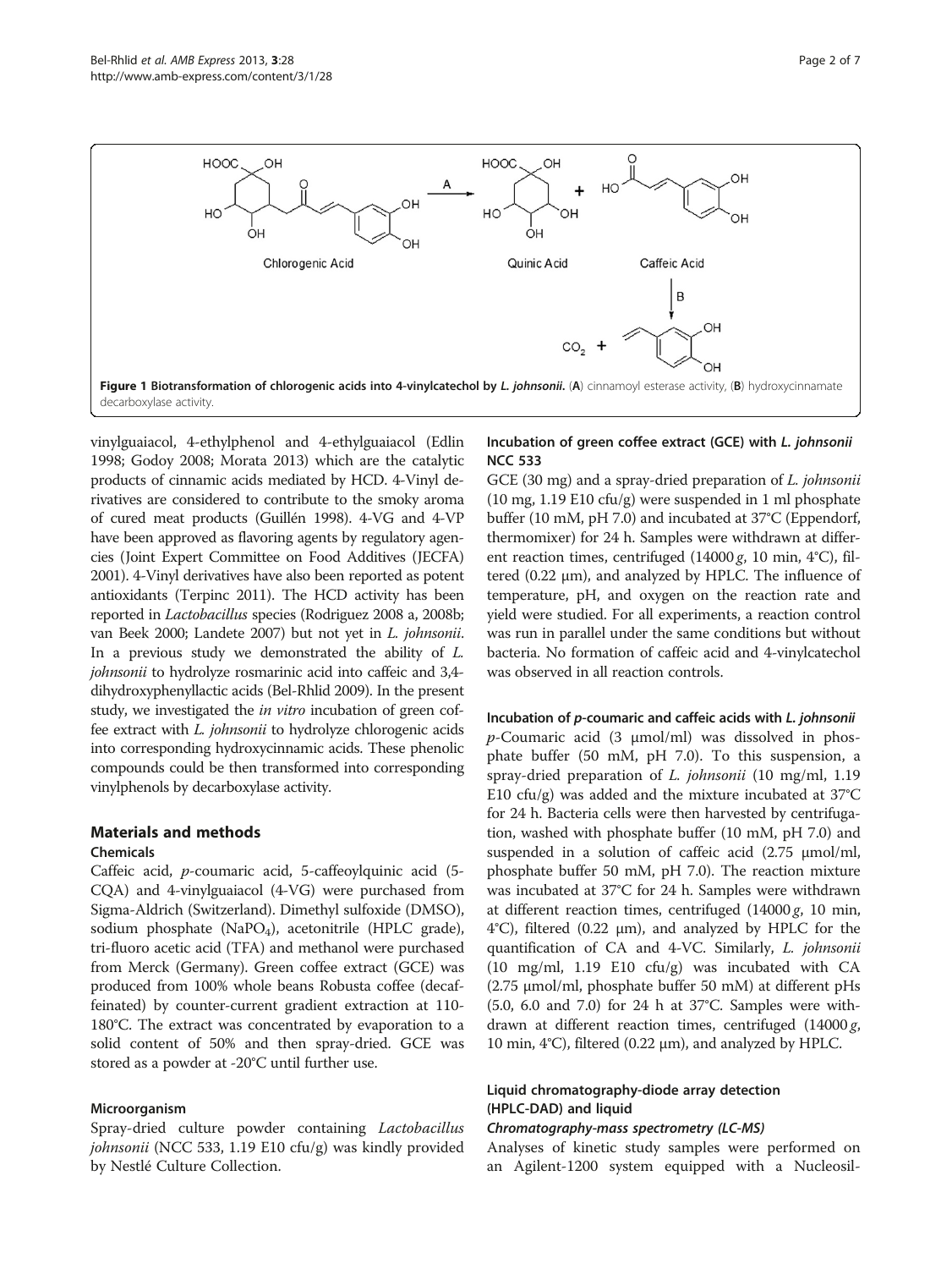**Figure 1 Biotransformation of chlorogenic acids into 4-vinylcatechol by *L. johnsonii*.** (**A**) cinnamoyl esterase activity, (**B**) hydroxycinnamate decarboxylase activity.

vinylguaiacol, 4-ethylphenol and 4-ethylguaiacol (Edlin 1998; Godoy 2008; Morata 2013) which are the catalytic products of cinnamic acids mediated by HCD. 4-Vinyl derivatives are considered to contribute to the smoky aroma of cured meat products (Guillén 1998). 4-VG and 4-VP have been approved as flavoring agents by regulatory agencies (Joint Expert Committee on Food Additives (JECFA) 2001). 4-Vinyl derivatives have also been reported as potent antioxidants (Terpinc 2011). The HCD activity has been reported in *Lactobacillus* species (Rodriguez 2008 a, 2008b; van Beek 2000; Landete 2007) but not yet in *L. johnsonii*. In a previous study we demonstrated the ability of *L. johnsonii* to hydrolyze rosmarinic acid into caffeic and 3,4-dihydroxyphenyllactic acids (Bel-Rhlid 2009). In the present study, we investigated the *in vitro* incubation of green coffee extract with *L. johnsonii* to hydrolyze chlorogenic acids into corresponding hydroxycinnamic acids. These phenolic compounds could be then transformed into corresponding vinylphenols by decarboxylase activity.

## Materials and methods

### Chemicals

Caffeic acid, *p*-coumaric acid, 5-caffeoylquinic acid (5-CQA) and 4-vinylguaiacol (4-VG) were purchased from Sigma-Aldrich (Switzerland). Dimethyl sulfoxide (DMSO), sodium phosphate ($NaPO_4$), acetonitrile (HPLC grade), tri-fluoro acetic acid (TFA) and methanol were purchased from Merck (Germany). Green coffee extract (GCE) was produced from 100% whole beans Robusta coffee (decaffeinated) by counter-current gradient extraction at 110-180°C. The extract was concentrated by evaporation to a solid content of 50% and then spray-dried. GCE was stored as a powder at -20°C until further use.

### Microorganism

Spray-dried culture powder containing *Lactobacillus johnsonii* (NCC 533, 1.19 E10 cfu/g) was kindly provided by Nestlé Culture Collection.

### Incubation of green coffee extract (GCE) with *L. johnsonii* NCC 533

GCE (30 mg) and a spray-dried preparation of *L. johnsonii* (10 mg, 1.19 E10 cfu/g) were suspended in 1 ml phosphate buffer (10 mM, pH 7.0) and incubated at 37°C (Eppendorf, thermomixer) for 24 h. Samples were withdrawn at different reaction times, centrifuged (14000 *g*, 10 min, 4°C), filtered (0.22 μm), and analyzed by HPLC. The influence of temperature, pH, and oxygen on the reaction rate and yield were studied. For all experiments, a reaction control was run in parallel under the same conditions but without bacteria. No formation of caffeic acid and 4-vinylcatechol was observed in all reaction controls.

### Incubation of *p*-coumaric and caffeic acids with *L. johnsonii*

*p*-Coumaric acid (3 μmol/ml) was dissolved in phosphate buffer (50 mM, pH 7.0). To this suspension, a spray-dried preparation of *L. johnsonii* (10 mg/ml, 1.19 E10 cfu/g) was added and the mixture incubated at 37°C for 24 h. Bacteria cells were then harvested by centrifugation, washed with phosphate buffer (10 mM, pH 7.0) and suspended in a solution of caffeic acid (2.75 μmol/ml, phosphate buffer 50 mM, pH 7.0). The reaction mixture was incubated at 37°C for 24 h. Samples were withdrawn at different reaction times, centrifuged (14000 *g*, 10 min, 4°C), filtered (0.22 μm), and analyzed by HPLC for the quantification of CA and 4-VC. Similarly, *L. johnsonii* (10 mg/ml, 1.19 E10 cfu/g) was incubated with CA (2.75 μmol/ml, phosphate buffer 50 mM) at different pHs (5.0, 6.0 and 7.0) for 24 h at 37°C. Samples were withdrawn at different reaction times, centrifuged (14000 *g*, 10 min, 4°C), filtered (0.22 μm), and analyzed by HPLC.

### Liquid chromatography-diode array detection (HPLC-DAD) and liquid *Chromatography-mass spectrometry (LC-MS)*

Analyses of kinetic study samples were performed on an Agilent-1200 system equipped with a Nucleosil-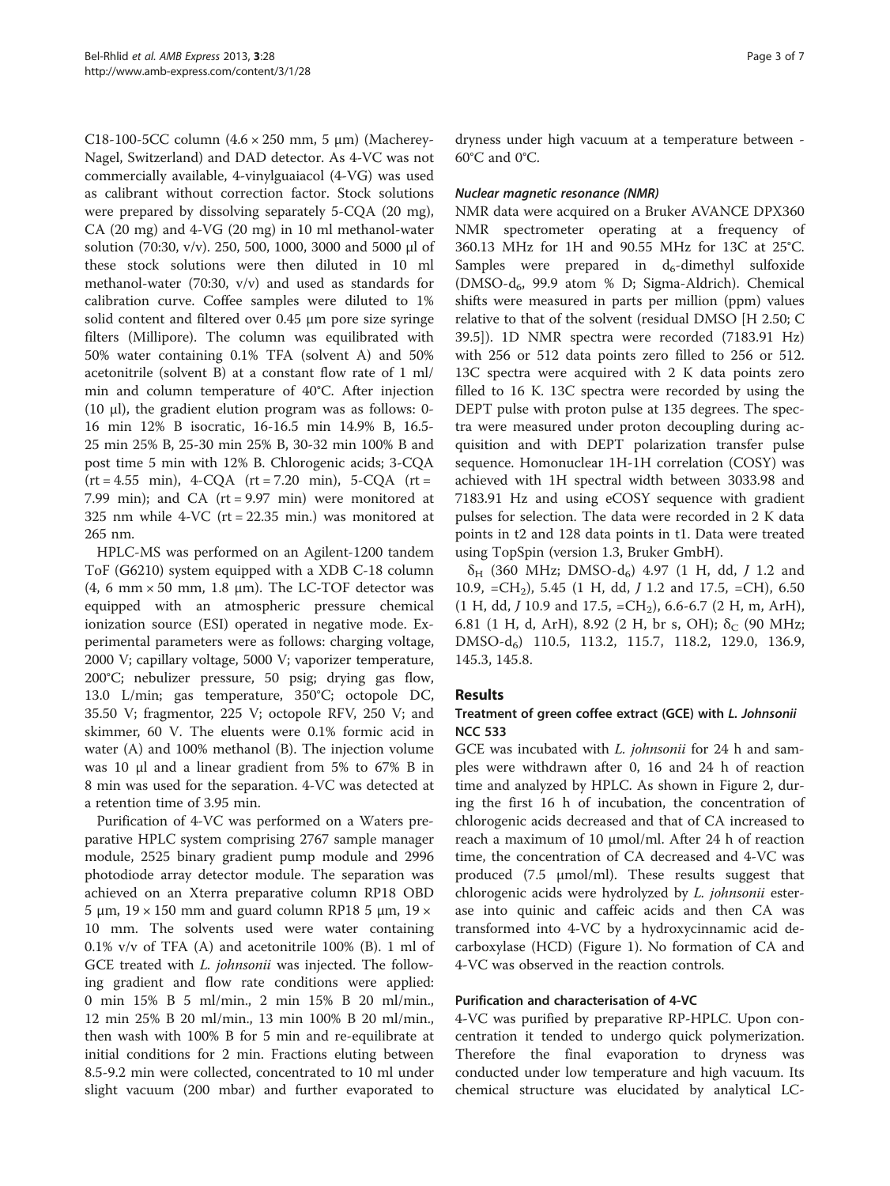C18-100-5CC column (4.6 × 250 mm, 5 μm) (Macherey-Nagel, Switzerland) and DAD detector. As 4-VC was not commercially available, 4-vinylguaiacol (4-VG) was used as calibrant without correction factor. Stock solutions were prepared by dissolving separately 5-CQA (20 mg), CA (20 mg) and 4-VG (20 mg) in 10 ml methanol-water solution (70:30, v/v). 250, 500, 1000, 3000 and 5000 μl of these stock solutions were then diluted in 10 ml methanol-water (70:30, v/v) and used as standards for calibration curve. Coffee samples were diluted to 1% solid content and filtered over 0.45 μm pore size syringe filters (Millipore). The column was equilibrated with 50% water containing 0.1% TFA (solvent A) and 50% acetonitrile (solvent B) at a constant flow rate of 1 ml/min and column temperature of 40°C. After injection (10 μl), the gradient elution program was as follows: 0-16 min 12% B isocratic, 16-16.5 min 14.9% B, 16.5-25 min 25% B, 25-30 min 25% B, 30-32 min 100% B and post time 5 min with 12% B. Chlorogenic acids; 3-CQA (rt = 4.55 min), 4-CQA (rt = 7.20 min), 5-CQA (rt = 7.99 min); and CA (rt = 9.97 min) were monitored at 325 nm while 4-VC (rt = 22.35 min.) was monitored at 265 nm.

HPLC-MS was performed on an Agilent-1200 tandem ToF (G6210) system equipped with a XDB C-18 column (4, 6 mm × 50 mm, 1.8 μm). The LC-TOF detector was equipped with an atmospheric pressure chemical ionization source (ESI) operated in negative mode. Experimental parameters were as follows: charging voltage, 2000 V; capillary voltage, 5000 V; vaporizer temperature, 200°C; nebulizer pressure, 50 psig; drying gas flow, 13.0 L/min; gas temperature, 350°C; octopole DC, 35.50 V; fragmentor, 225 V; octopole RFV, 250 V; and skimmer, 60 V. The eluents were 0.1% formic acid in water (A) and 100% methanol (B). The injection volume was 10 μl and a linear gradient from 5% to 67% B in 8 min was used for the separation. 4-VC was detected at a retention time of 3.95 min.

Purification of 4-VC was performed on a Waters preparative HPLC system comprising 2767 sample manager module, 2525 binary gradient pump module and 2996 photodiode array detector module. The separation was achieved on an Xterra preparative column RP18 OBD 5 μm, 19 × 150 mm and guard column RP18 5 μm, 19 × 10 mm. The solvents used were water containing 0.1% v/v of TFA (A) and acetonitrile 100% (B). 1 ml of GCE treated with *L. johnsonii* was injected. The following gradient and flow rate conditions were applied: 0 min 15% B 5 ml/min., 2 min 15% B 20 ml/min., 12 min 25% B 20 ml/min., 13 min 100% B 20 ml/min., then wash with 100% B for 5 min and re-equilibrate at initial conditions for 2 min. Fractions eluting between 8.5-9.2 min were collected, concentrated to 10 ml under slight vacuum (200 mbar) and further evaporated to dryness under high vacuum at a temperature between -60°C and 0°C.

#### Nuclear magnetic resonance (NMR)

NMR data were acquired on a Bruker AVANCE DPX360 NMR spectrometer operating at a frequency of 360.13 MHz for 1H and 90.55 MHz for 13C at 25°C. Samples were prepared in $d_6$-dimethyl sulfoxide (DMSO-$d_6$, 99.9 atom % D; Sigma-Aldrich). Chemical shifts were measured in parts per million (ppm) values relative to that of the solvent (residual DMSO [H 2.50; C 39.5]). 1D NMR spectra were recorded (7183.91 Hz) with 256 or 512 data points zero filled to 256 or 512. 13C spectra were acquired with 2 K data points zero filled to 16 K. 13C spectra were recorded by using the DEPT pulse with proton pulse at 135 degrees. The spectra were measured under proton decoupling during acquisition and with DEPT polarization transfer pulse sequence. Homonuclear 1H-1H correlation (COSY) was achieved with 1H spectral width between 3033.98 and 7183.91 Hz and using eCOSY sequence with gradient pulses for selection. The data were recorded in 2 K data points in t2 and 128 data points in t1. Data were treated using TopSpin (version 1.3, Bruker GmbH).

$\delta_H$ (360 MHz; DMSO-$d_6$) 4.97 (1 H, dd, *J* 1.2 and 10.9, =$CH_2$), 5.45 (1 H, dd, *J* 1.2 and 17.5, =CH), 6.50 (1 H, dd, *J* 10.9 and 17.5, =$CH_2$), 6.6-6.7 (2 H, m, ArH), 6.81 (1 H, d, ArH), 8.92 (2 H, br s, OH); $\delta_C$ (90 MHz; DMSO-$d_6$) 110.5, 113.2, 115.7, 118.2, 129.0, 136.9, 145.3, 145.8.

## Results

### Treatment of green coffee extract (GCE) with *L. Johnsonii* NCC 533

GCE was incubated with *L. johnsonii* for 24 h and samples were withdrawn after 0, 16 and 24 h of reaction time and analyzed by HPLC. As shown in Figure 2, during the first 16 h of incubation, the concentration of chlorogenic acids decreased and that of CA increased to reach a maximum of 10 μmol/ml. After 24 h of reaction time, the concentration of CA decreased and 4-VC was produced (7.5 μmol/ml). These results suggest that chlorogenic acids were hydrolyzed by *L. johnsonii* esterase into quinic and caffeic acids and then CA was transformed into 4-VC by a hydroxycinnamic acid decarboxylase (HCD) (Figure 1). No formation of CA and 4-VC was observed in the reaction controls.

### Purification and characterisation of 4-VC

4-VC was purified by preparative RP-HPLC. Upon concentration it tended to undergo quick polymerization. Therefore the final evaporation to dryness was conducted under low temperature and high vacuum. Its chemical structure was elucidated by analytical LC-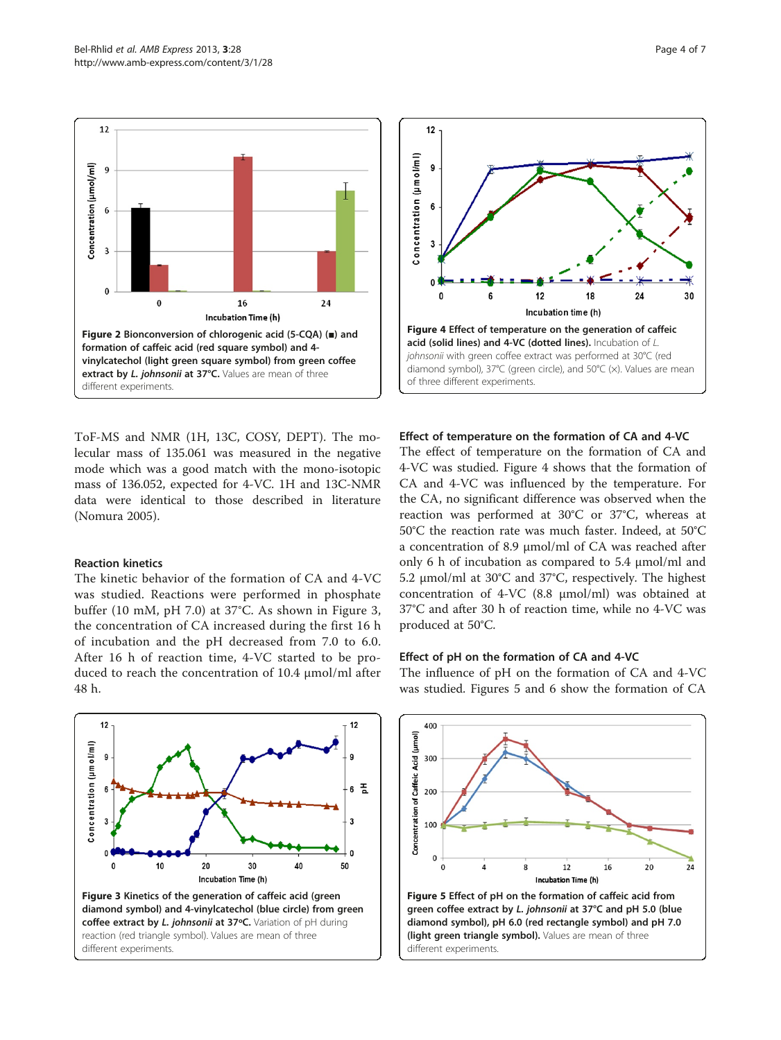**Figure 2 Bionconversion of chlorogenic acid (5-CQA) (■) and formation of caffeic acid (red square symbol) and 4-vinylcatechol (light green square symbol) from green coffee extract by *L. johnsonii* at 37°C.** Values are mean of three different experiments.

**Figure 4 Effect of temperature on the generation of caffeic acid (solid lines) and 4-VC (dotted lines).** Incubation of *L. johnsonii* with green coffee extract was performed at 30°C (red diamond symbol), 37°C (green circle), and 50°C (×). Values are mean of three different experiments.

ToF-MS and NMR (1H, 13C, COSY, DEPT). The molecular mass of 135.061 was measured in the negative mode which was a good match with the mono-isotopic mass of 136.052, expected for 4-VC. 1H and 13C-NMR data were identical to those described in literature (Nomura 2005).

### Reaction kinetics

The kinetic behavior of the formation of CA and 4-VC was studied. Reactions were performed in phosphate buffer (10 mM, pH 7.0) at 37°C. As shown in Figure 3, the concentration of CA increased during the first 16 h of incubation and the pH decreased from 7.0 to 6.0. After 16 h of reaction time, 4-VC started to be produced to reach the concentration of 10.4 μmol/ml after 48 h.

### Effect of temperature on the formation of CA and 4-VC

The effect of temperature on the formation of CA and 4-VC was studied. Figure 4 shows that the formation of CA and 4-VC was influenced by the temperature. For the CA, no significant difference was observed when the reaction was performed at 30°C or 37°C, whereas at 50°C the reaction rate was much faster. Indeed, at 50°C a concentration of 8.9 μmol/ml of CA was reached after only 6 h of incubation as compared to 5.4 μmol/ml and 5.2 μmol/ml at 30°C and 37°C, respectively. The highest concentration of 4-VC (8.8 μmol/ml) was obtained at 37°C and after 30 h of reaction time, while no 4-VC was produced at 50°C.

### Effect of pH on the formation of CA and 4-VC

The influence of pH on the formation of CA and 4-VC was studied. Figures 5 and 6 show the formation of CA

**Figure 3 Kinetics of the generation of caffeic acid (green diamond symbol) and 4-vinylcatechol (blue circle) from green coffee extract by *L. johnsonii* at 37°C.** Variation of pH during reaction (red triangle symbol). Values are mean of three different experiments.

**Figure 5 Effect of pH on the formation of caffeic acid from green coffee extract by *L. johnsonii* at 37°C and pH 5.0 (blue diamond symbol), pH 6.0 (red rectangle symbol) and pH 7.0 (light green triangle symbol).** Values are mean of three different experiments.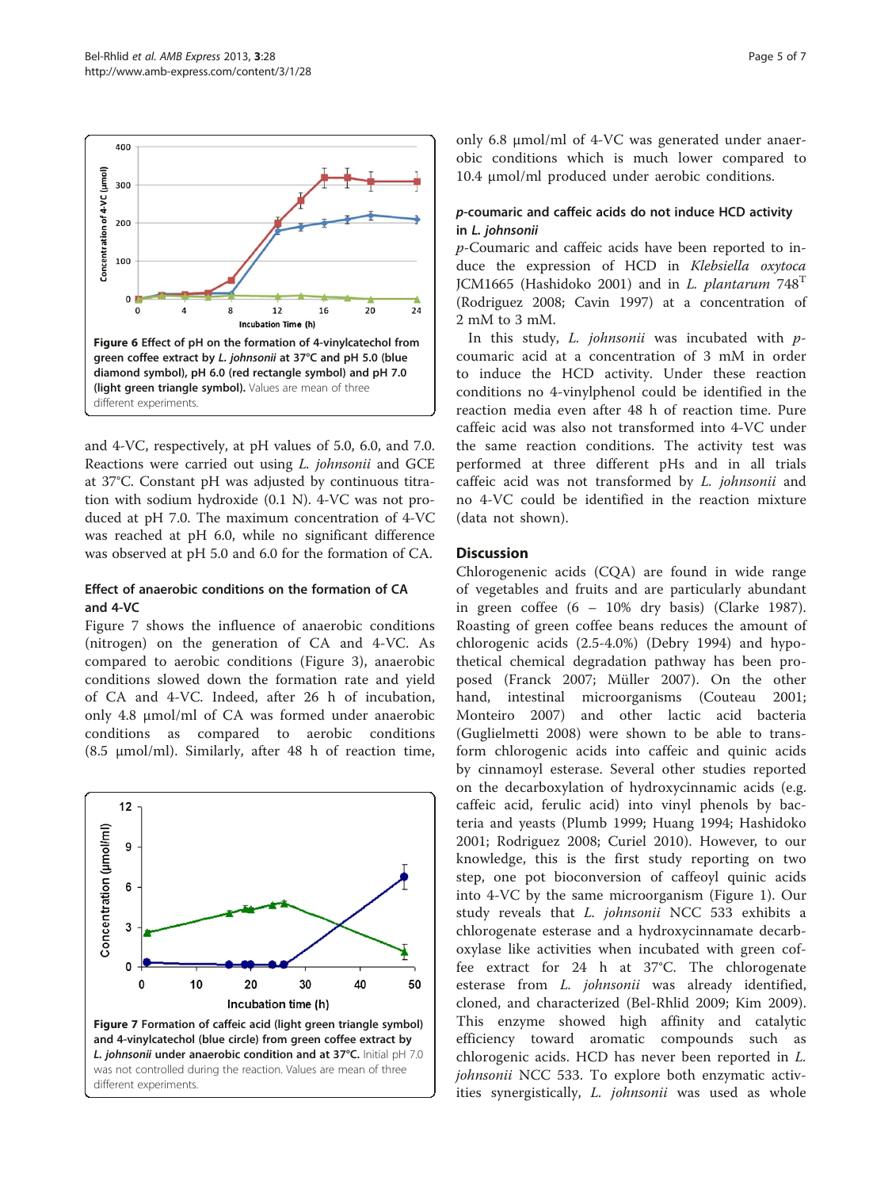Figure 6 Effect of pH on the formation of 4-vinylcatechol from green coffee extract by *L. johnsonii* at 37°C and pH 5.0 (blue diamond symbol), pH 6.0 (red rectangle symbol) and pH 7.0 (light green triangle symbol). Values are mean of three different experiments.

and 4-VC, respectively, at pH values of 5.0, 6.0, and 7.0. Reactions were carried out using *L. johnsonii* and GCE at 37°C. Constant pH was adjusted by continuous titration with sodium hydroxide (0.1 N). 4-VC was not produced at pH 7.0. The maximum concentration of 4-VC was reached at pH 6.0, while no significant difference was observed at pH 5.0 and 6.0 for the formation of CA.

### Effect of anaerobic conditions on the formation of CA and 4-VC

Figure 7 shows the influence of anaerobic conditions (nitrogen) on the generation of CA and 4-VC. As compared to aerobic conditions (Figure 3), anaerobic conditions slowed down the formation rate and yield of CA and 4-VC. Indeed, after 26 h of incubation, only 4.8 μmol/ml of CA was formed under anaerobic conditions as compared to aerobic conditions (8.5 μmol/ml). Similarly, after 48 h of reaction time, only 6.8 μmol/ml of 4-VC was generated under anaerobic conditions which is much lower compared to 10.4 μmol/ml produced under aerobic conditions.

Figure 7 Formation of caffeic acid (light green triangle symbol) and 4-vinylcatechol (blue circle) from green coffee extract by *L. johnsonii* under anaerobic condition and at 37°C. Initial pH 7.0 was not controlled during the reaction. Values are mean of three different experiments.

### *p*-coumaric and caffeic acids do not induce HCD activity in *L. johnsonii*

*p*-Coumaric and caffeic acids have been reported to induce the expression of HCD in *Klebsiella oxytoca* JCM1665 (Hashidoko 2001) and in *L. plantarum* 748[T] (Rodriguez 2008; Cavin 1997) at a concentration of 2 mM to 3 mM.

In this study, *L. johnsonii* was incubated with *p*-coumaric acid at a concentration of 3 mM in order to induce the HCD activity. Under these reaction conditions no 4-vinylphenol could be identified in the reaction media even after 48 h of reaction time. Pure caffeic acid was also not transformed into 4-VC under the same reaction conditions. The activity test was performed at three different pHs and in all trials caffeic acid was not transformed by *L. johnsonii* and no 4-VC could be identified in the reaction mixture (data not shown).

## Discussion

Chlorogenenic acids (CQA) are found in wide range of vegetables and fruits and are particularly abundant in green coffee (6 – 10% dry basis) (Clarke 1987). Roasting of green coffee beans reduces the amount of chlorogenic acids (2.5-4.0%) (Debry 1994) and hypothetical chemical degradation pathway has been proposed (Franck 2007; Müller 2007). On the other hand, intestinal microorganisms (Couteau 2001; Monteiro 2007) and other lactic acid bacteria (Guglielmetti 2008) were shown to be able to transform chlorogenic acids into caffeic and quinic acids by cinnamoyl esterase. Several other studies reported on the decarboxylation of hydroxycinnamic acids (e.g. caffeic acid, ferulic acid) into vinyl phenols by bacteria and yeasts (Plumb 1999; Huang 1994; Hashidoko 2001; Rodriguez 2008; Curiel 2010). However, to our knowledge, this is the first study reporting on two step, one pot bioconversion of caffeoyl quinic acids into 4-VC by the same microorganism (Figure 1). Our study reveals that *L. johnsonii* NCC 533 exhibits a chlorogenate esterase and a hydroxycinnamate decarboxylase like activities when incubated with green coffee extract for 24 h at 37°C. The chlorogenate esterase from *L. johnsonii* was already identified, cloned, and characterized (Bel-Rhlid 2009; Kim 2009). This enzyme showed high affinity and catalytic efficiency toward aromatic compounds such as chlorogenic acids. HCD has never been reported in *L. johnsonii* NCC 533. To explore both enzymatic activities synergistically, *L. johnsonii* was used as whole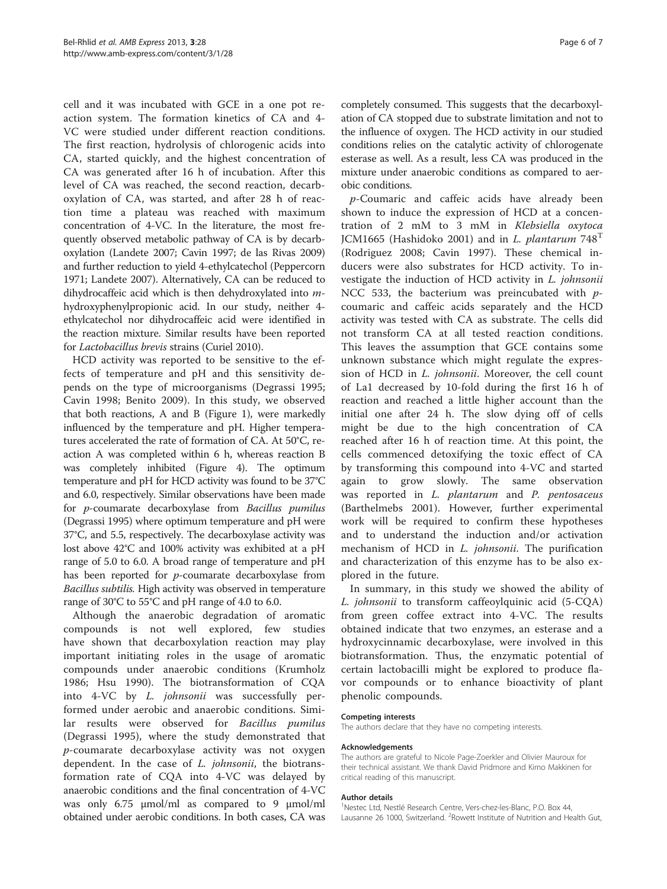cell and it was incubated with GCE in a one pot reaction system. The formation kinetics of CA and 4-VC were studied under different reaction conditions. The first reaction, hydrolysis of chlorogenic acids into CA, started quickly, and the highest concentration of CA was generated after 16 h of incubation. After this level of CA was reached, the second reaction, decarboxylation of CA, was started, and after 28 h of reaction time a plateau was reached with maximum concentration of 4-VC. In the literature, the most frequently observed metabolic pathway of CA is by decarboxylation (Landete 2007; Cavin 1997; de las Rivas 2009) and further reduction to yield 4-ethylcatechol (Peppercorn 1971; Landete 2007). Alternatively, CA can be reduced to dihydrocaffeic acid which is then dehydroxylated into *m*-hydroxyphenylpropionic acid. In our study, neither 4-ethylcatechol nor dihydrocaffeic acid were identified in the reaction mixture. Similar results have been reported for *Lactobacillus brevis* strains (Curiel 2010).

HCD activity was reported to be sensitive to the effects of temperature and pH and this sensitivity depends on the type of microorganisms (Degrassi 1995; Cavin 1998; Benito 2009). In this study, we observed that both reactions, A and B (Figure 1), were markedly influenced by the temperature and pH. Higher temperatures accelerated the rate of formation of CA. At 50°C, reaction A was completed within 6 h, whereas reaction B was completely inhibited (Figure 4). The optimum temperature and pH for HCD activity was found to be 37°C and 6.0, respectively. Similar observations have been made for *p*-coumarate decarboxylase from *Bacillus pumilus* (Degrassi 1995) where optimum temperature and pH were 37°C, and 5.5, respectively. The decarboxylase activity was lost above 42°C and 100% activity was exhibited at a pH range of 5.0 to 6.0. A broad range of temperature and pH has been reported for *p*-coumarate decarboxylase from *Bacillus subtilis.* High activity was observed in temperature range of 30°C to 55°C and pH range of 4.0 to 6.0.

Although the anaerobic degradation of aromatic compounds is not well explored, few studies have shown that decarboxylation reaction may play important initiating roles in the usage of aromatic compounds under anaerobic conditions (Krumholz 1986; Hsu 1990). The biotransformation of CQA into 4-VC by *L. johnsonii* was successfully performed under aerobic and anaerobic conditions. Similar results were observed for *Bacillus pumilus* (Degrassi 1995), where the study demonstrated that *p*-coumarate decarboxylase activity was not oxygen dependent. In the case of *L. johnsonii*, the biotransformation rate of CQA into 4-VC was delayed by anaerobic conditions and the final concentration of 4-VC was only 6.75 μmol/ml as compared to 9 μmol/ml obtained under aerobic conditions. In both cases, CA was completely consumed. This suggests that the decarboxylation of CA stopped due to substrate limitation and not to the influence of oxygen. The HCD activity in our studied conditions relies on the catalytic activity of chlorogenate esterase as well. As a result, less CA was produced in the mixture under anaerobic conditions as compared to aerobic conditions.

*p*-Coumaric and caffeic acids have already been shown to induce the expression of HCD at a concentration of 2 mM to 3 mM in *Klebsiella oxytoca* JCM1665 (Hashidoko 2001) and in *L. plantarum* 748$^{T}$ (Rodriguez 2008; Cavin 1997). These chemical inducers were also substrates for HCD activity. To investigate the induction of HCD activity in *L. johnsonii* NCC 533, the bacterium was preincubated with *p*-coumaric and caffeic acids separately and the HCD activity was tested with CA as substrate. The cells did not transform CA at all tested reaction conditions. This leaves the assumption that GCE contains some unknown substance which might regulate the expression of HCD in *L. johnsonii*. Moreover, the cell count of La1 decreased by 10-fold during the first 16 h of reaction and reached a little higher account than the initial one after 24 h. The slow dying off of cells might be due to the high concentration of CA reached after 16 h of reaction time. At this point, the cells commenced detoxifying the toxic effect of CA by transforming this compound into 4-VC and started again to grow slowly. The same observation was reported in *L. plantarum* and *P. pentosaceus* (Barthelmebs 2001). However, further experimental work will be required to confirm these hypotheses and to understand the induction and/or activation mechanism of HCD in *L. johnsonii*. The purification and characterization of this enzyme has to be also explored in the future.

In summary, in this study we showed the ability of *L. johnsonii* to transform caffeoylquinic acid (5-CQA) from green coffee extract into 4-VC. The results obtained indicate that two enzymes, an esterase and a hydroxycinnamic decarboxylase, were involved in this biotransformation. Thus, the enzymatic potential of certain lactobacilli might be explored to produce flavor compounds or to enhance bioactivity of plant phenolic compounds.

#### Competing interests

The authors declare that they have no competing interests.

#### Acknowledgements

The authors are grateful to Nicole Page-Zoerkler and Olivier Mauroux for their technical assistant. We thank David Pridmore and Kimo Makkinen for critical reading of this manuscript.

#### Author details

[1]Nestec Ltd, Nestlé Research Centre, Vers-chez-les-Blanc, P.O. Box 44, Lausanne 26 1000, Switzerland. [2]Rowett Institute of Nutrition and Health Gut,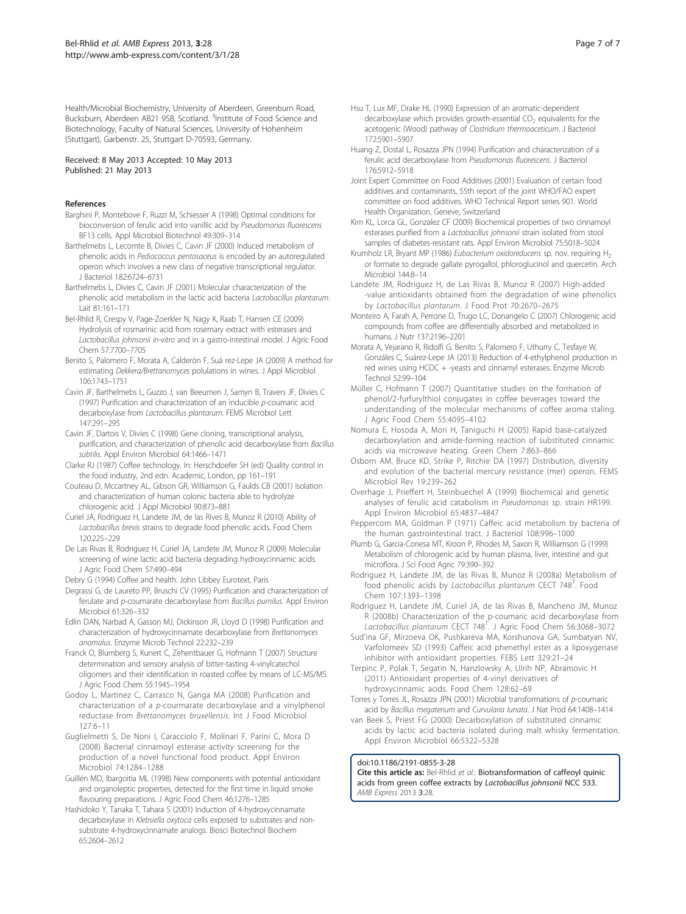Health/Microbial Biochemistry, University of Aberdeen, Greenburn Road, Bucksburn, Aberdeen AB21 9SB, Scotland. [3]Institute of Food Science and Biotechnology, Faculty of Natural Sciences, University of Hohenheim (Stuttgart), Garbenstr. 25, Stuttgart D-70593, Germany.

Received: 8 May 2013 Accepted: 10 May 2013
Published: 21 May 2013

## References

Barghini P, Montebove F, Ruzzi M, Schiesser A (1998) Optimal conditions for bioconversion of ferulic acid into vanillic acid by *Pseudomonas fluorescens* BF13 cells. Appl Microbiol Biotechnol 49:309–314

Barthelmebs L, Lecomte B, Divies C, Cavin JF (2000) Induced metabolism of phenolic acids in *Pediococcus pentosaceus* is encoded by an autoregulated operon which involves a new class of negative transcriptional regulator. J Bacteriol 182:6724–6731

Barthelmebs L, Divies C, Cavin JF (2001) Molecular characterization of the phenolic acid metabolism in the lactic acid bacteria *Lactobacillus plantarum*. Lait 81:161–171

Bel-Rhlid R, Crespy V, Page-Zoerkler N, Nagy K, Raab T, Hansen CE (2009) Hydrolysis of rosmarinic acid from rosemary extract with esterases and *Lactobacillus johnsonii in-vitro* and in a gastro-intestinal model. J Agric Food Chem 57:7700–7705

Benito S, Palomero F, Morata A, Calderón F, Suá rez-Lepe JA (2009) A method for estimating *Dekkera/Brettanomyces* polulations in wines. J Appl Microbiol 106:1743–1751

Cavin JF, Barthelmebs L, Guzzo J, van Beeumen J, Samyn B, Travers JF, Divies C (1997) Purification and characterization of an inducible *p*-coumaric acid decarboxylase from *Lactobacillus plantarum*. FEMS Microbiol Lett 147:291–295

Cavin JF, Dartois V, Divies C (1998) Gene cloning, transcriptional analysis, purification, and characterization of phenolic acid decarboxylase from *Bacillus subtilis*. Appl Environ Microbiol 64:1466–1471

Clarke RJ (1987) Coffee technology. In: Herschdoefer SH (ed) Quality control in the food industry, 2nd edn. Academic, London, pp 161–191

Couteau D, Mccartney AL, Gibson GR, Williamson G, Faulds CB (2001) Isolation and characterization of human colonic bacteria able to hydrolyze chlorogenic acid. J Appl Microbiol 90:873–881

Curiel JA, Rodriguez H, Landete JM, de las Rives B, Munoz R (2010) Ability of *Lactobacillus brevis* strains to degrade food phenolic acids. Food Chem 120:225–229

De Las Rivas B, Rodriguez H, Curiel JA, Landete JM, Munoz R (2009) Molecular screening of wine lactic acid bacteria degrading hydroxycinnamic acids. J Agric Food Chem 57:490–494

Debry G (1994) Coffee and health. John Libbey Eurotext, Paris

Degrassi G, de Laureto PP, Bruschi CV (1995) Purification and characterization of ferulate and *p*-coumarate decarboxylase from *Bacillus pumilus*. Appl Environ Microbiol 61:326–332

Edlin DAN, Narbad A, Gasson MJ, Dickinson JR, Lloyd D (1998) Purification and characterization of hydroxycinnamate decarboxylase from *Brettanomyces anomalus*. Enzyme Microb Technol 22:232–239

Franck O, Blumberg S, Kunert C, Zehentbauer G, Hofmann T (2007) Structure determination and sensory analysis of bitter-tasting 4-vinylcatechol oligomers and their identification in roasted coffee by means of LC-MS/MS. J Agric Food Chem 55:1945–1954

Godoy L, Martinez C, Carrasco N, Ganga MA (2008) Purification and characterization of a *p*-courmarate decarboxylase and a vinylphenol reductase from *Brettanomyces bruxellensis*. Int J Food Microbiol 127:6–11

Guglielmetti S, De Noni I, Caracciolo F, Molinari F, Parini C, Mora D (2008) Bacterial cinnamoyl esterase activity screening for the production of a novel functional food product. Appl Environ Microbiol 74:1284–1288

Guillén MD, Ibargoitia ML (1998) New components with potential antioxidant and organoleptic properties, detected for the first time in liquid smoke flavouring preparations. J Agric Food Chem 46:1276–1285

Hashidoko Y, Tanaka T, Tahara S (2001) Induction of 4-hydroxycinnamate decarboxylase in *Klebsiella oxytoca* cells exposed to substrates and non-substrate 4-hydroxycinnamate analogs. Biosci Biotechnol Biochem 65:2604–2612

Hsu T, Lux MF, Drake HL (1990) Expression of an aromatic-dependent decarboxylase which provides growth-essential $CO_2$ equivalents for the acetogenic (Wood) pathway of *Clostridium thermoaceticum*. J Bacteriol 172:5901–5907

Huang Z, Dostal L, Rosazza JPN (1994) Purification and characterization of a ferulic acid decarboxylase from *Pseudomonas fluorescens*. J Bacteriol 176:5912–5918

Joint Expert Committee on Food Additives (2001) Evaluation of certain food additives and contaminants, 55th report of the joint WHO/FAO expert committee on food additives. WHO Technical Report series 901. World Health Organization, Geneve, Switzerland

Kim KL, Lorca GL, Gonzalez CF (2009) Biochemical properties of two cinnamoyl esterases purified from a *Lactobacillus johnsonii* strain isolated from stool samples of diabetes-resistant rats. Appl Environ Microbiol 75:5018–5024

Krumholz LR, Bryant MP (1986) *Eubacterium oxidoreducens* sp. nov. requiring $H_2$ or formate to degrade gallate pyrogallol, phloroglucinol and quercetin. Arch Microbiol 144:8–14

Landete JM, Rodriguez H, de Las Rivas B, Munoz R (2007) High-added -value antioxidants obtained from the degradation of wine phenolics by *Lactobacillus plantarum*. J Food Prot 70:2670–2675

Monteiro A, Farah A, Perrone D, Trugo LC, Donangelo C (2007) Chlorogenic acid compounds from coffee are differentially absorbed and metabolized in humans. J Nutr 137:2196–2201

Morata A, Vejarano R, Ridolfi G, Benito S, Palomero F, Uthurry C, Tesfaye W, Gonzáles C, Suárez-Lepe JA (2013) Reduction of 4-ethylphenol production in red wines using HCDC + -yeasts and cinnamyl esterases. Enzyme Microb Technol 52:99–104

Müller C, Hofmann T (2007) Quantitative studies on the formation of phenol/2-furfurylthiol conjugates in coffee beverages toward the understanding of the molecular mechanisms of coffee aroma staling. J Agric Food Chem 55:4095–4102

Nomura E, Hosoda A, Mori H, Taniguchi H (2005) Rapid base-catalyzed decarboxylation and amide-forming reaction of substituted cinnamic acids via microwave heating. Green Chem 7:863–866

Osborn AM, Bruce KD, Strike P, Ritchie DA (1997) Distribution, diversity and evolution of the bacterial mercury resistance (mer) operon. FEMS Microbiol Rev 19:239–262

Overhage J, Prieffert H, Steinbuechel A (1999) Biochemical and genetic analyses of ferulic acid catabolism in *Pseudomonas* sp. strain HR199. Appl Environ Microbiol 65:4837–4847

Peppercorn MA, Goldman P (1971) Caffeic acid metabolism by bacteria of the human gastrointestinal tract. J Bacteriol 108:996–1000

Plumb G, Garcia-Conesa MT, Kroon P, Rhodes M, Saxon R, Williamson G (1999) Metabolism of chlorogenic acid by human plasma, liver, intestine and gut microflora. J Sci Food Agric 79:390–392

Rodriguez H, Landete JM, de las Rivas B, Munoz R (2008a) Metabolism of food phenolic acids by *Lactobacillus plantarum* CECT 748[T]. Food Chem 107:1393–1398

Rodriguez H, Landete JM, Curiel JA, de las Rivas B, Mancheno JM, Munoz R (2008b) Characterization of the p-coumaric acid decarboxylase from *Lactobacillus plantarum* CECT 748[T]. J Agric Food Chem 56:3068–3072

Sud'ina GF, Mirzoeva OK, Pushkareva MA, Korshunova GA, Sumbatyan NV, Varfolomeev SD (1993) Caffeic acid phenethyl ester as a lipoxygenase inhibitor with antioxidant properties. FEBS Lett 329:21–24

Terpinc P, Polak T, Segatin N, Hanzlowsky A, Ulrih NP, Abramovic H (2011) Antioxidant properties of 4-vinyl derivatives of hydroxycinnamic acids. Food Chem 128:62–69

Torres y Torres JL, Rosazza JPN (2001) Microbial transformations of *p*-coumaric acid by *Bacillus megaterium* and *Curvularia lunata*. J Nat Prod 64:1408–1414

van Beek S, Priest FG (2000) Decarboxylation of substituted cinnamic acids by lactic acid bacteria isolated during malt whisky fermentation. Appl Environ Microbiol 66:5322–5328

doi:10.1186/2191-0855-3-28

**Cite this article as:** Bel-Rhlid *et al.*: Biotransformation of caffeoyl quinic acids from green coffee extracts by *Lactobacillus johnsonii* NCC 533. *AMB Express* 2013 **3**:28.